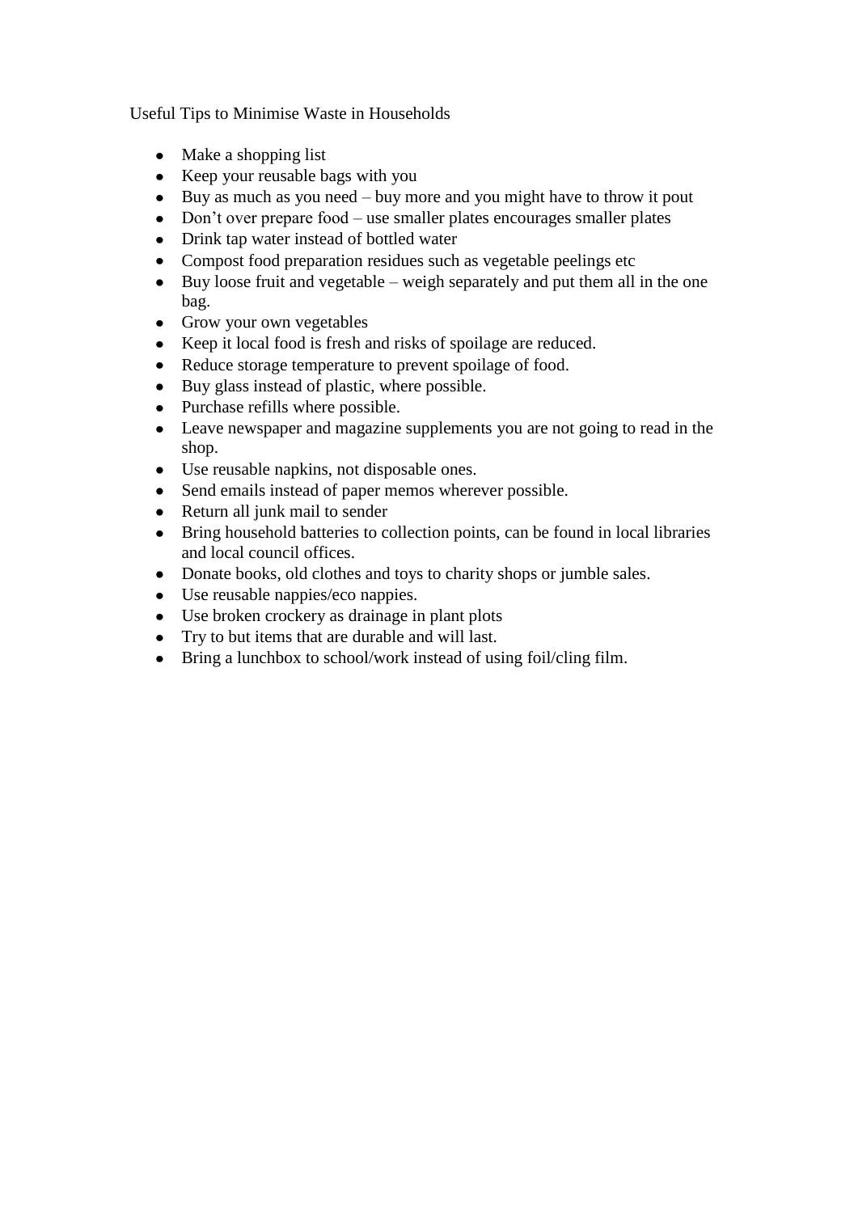Useful Tips to Minimise Waste in Households

- Make a shopping list
- Keep your reusable bags with you
- Buy as much as you need – buy more and you might have to throw it pout
- Don't over prepare food – use smaller plates encourages smaller plates
- Drink tap water instead of bottled water
- Compost food preparation residues such as vegetable peelings etc
- Buy loose fruit and vegetable – weigh separately and put them all in the one bag.
- Grow your own vegetables
- Keep it local food is fresh and risks of spoilage are reduced.
- Reduce storage temperature to prevent spoilage of food.
- Buy glass instead of plastic, where possible.
- Purchase refills where possible.
- Leave newspaper and magazine supplements you are not going to read in the shop.
- Use reusable napkins, not disposable ones.
- Send emails instead of paper memos wherever possible.
- Return all junk mail to sender
- Bring household batteries to collection points, can be found in local libraries and local council offices.
- Donate books, old clothes and toys to charity shops or jumble sales.
- Use reusable nappies/eco nappies.
- Use broken crockery as drainage in plant plots
- Try to but items that are durable and will last.
- Bring a lunchbox to school/work instead of using foil/cling film.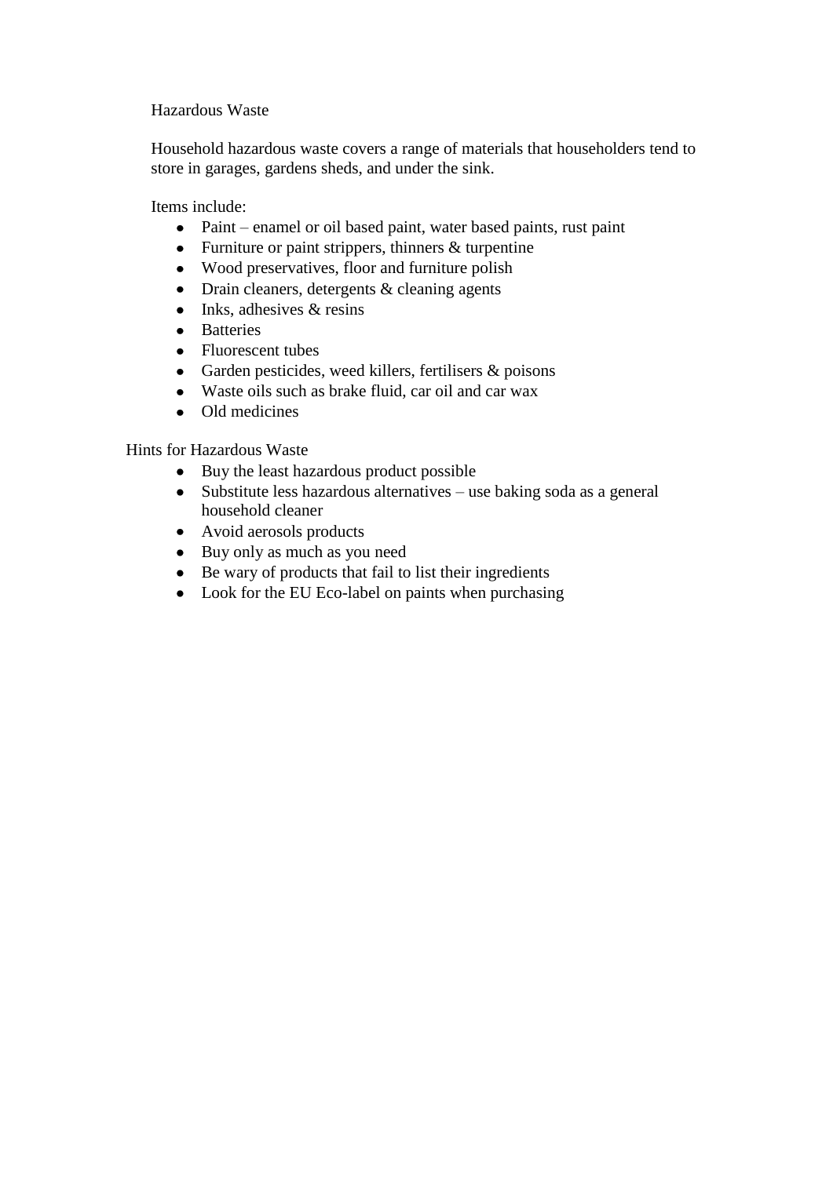## Hazardous Waste

Household hazardous waste covers a range of materials that householders tend to store in garages, gardens sheds, and under the sink.

Items include:

- Paint – enamel or oil based paint, water based paints, rust paint
- Furniture or paint strippers, thinners & turpentine
- Wood preservatives, floor and furniture polish
- Drain cleaners, detergents & cleaning agents
- Inks, adhesives & resins
- Batteries
- Fluorescent tubes
- Garden pesticides, weed killers, fertilisers & poisons
- Waste oils such as brake fluid, car oil and car wax
- Old medicines

## Hints for Hazardous Waste

- Buy the least hazardous product possible
- Substitute less hazardous alternatives – use baking soda as a general household cleaner
- Avoid aerosols products
- Buy only as much as you need
- Be wary of products that fail to list their ingredients
- Look for the EU Eco-label on paints when purchasing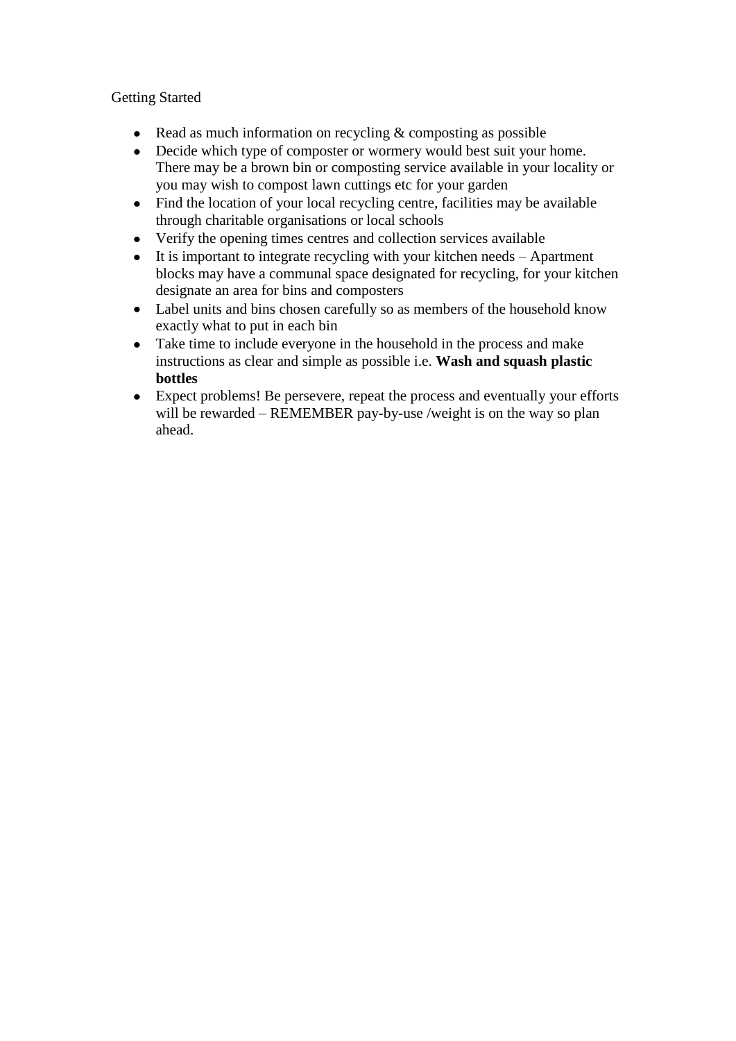Getting Started

- Read as much information on recycling & composting as possible
- Decide which type of composter or wormery would best suit your home. There may be a brown bin or composting service available in your locality or you may wish to compost lawn cuttings etc for your garden
- Find the location of your local recycling centre, facilities may be available through charitable organisations or local schools
- Verify the opening times centres and collection services available
- It is important to integrate recycling with your kitchen needs – Apartment blocks may have a communal space designated for recycling, for your kitchen designate an area for bins and composters
- Label units and bins chosen carefully so as members of the household know exactly what to put in each bin
- Take time to include everyone in the household in the process and make instructions as clear and simple as possible i.e. **Wash and squash plastic bottles**
- Expect problems! Be persevere, repeat the process and eventually your efforts will be rewarded – REMEMBER pay-by-use /weight is on the way so plan ahead.